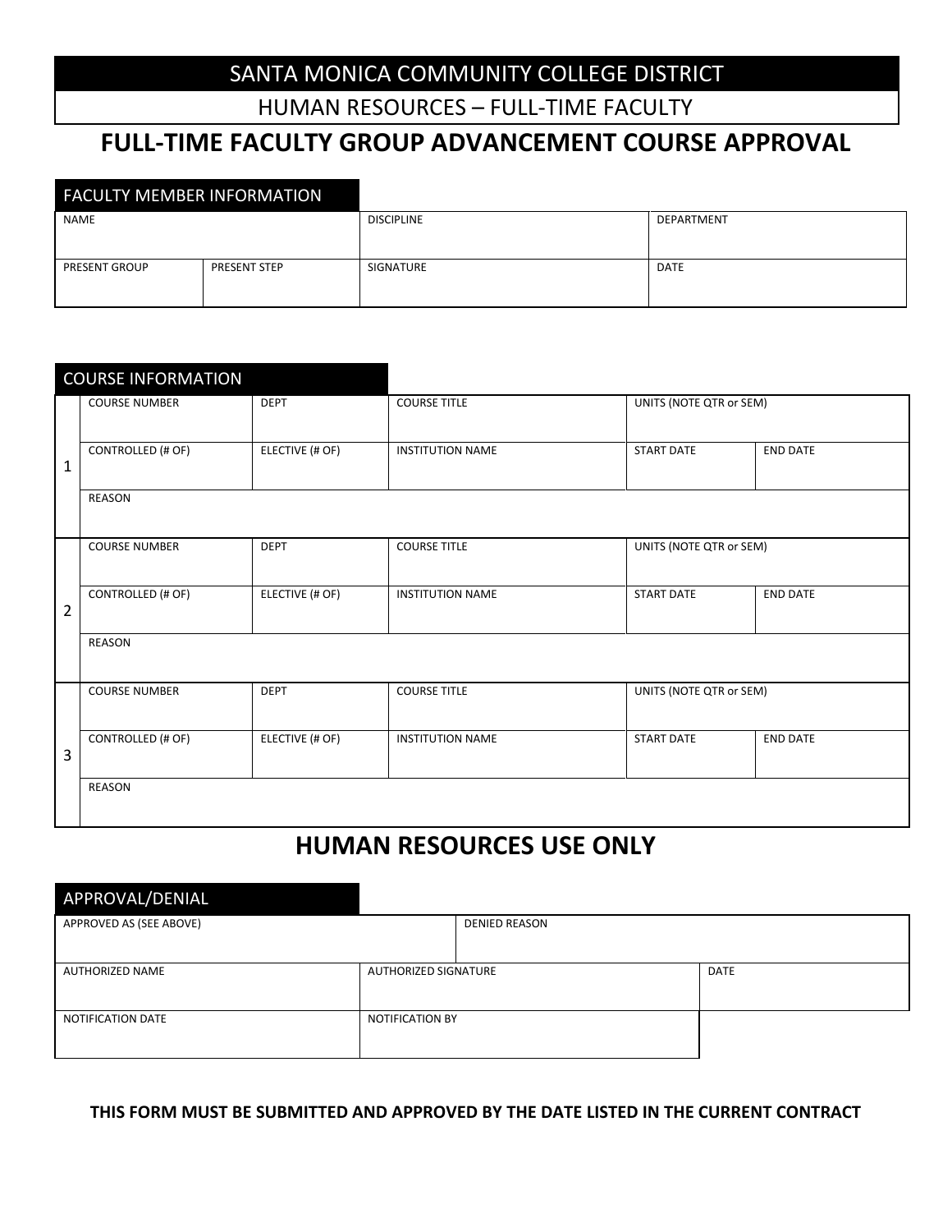# SANTA MONICA COMMUNITY COLLEGE DISTRICT

## HUMAN RESOURCES – FULL-TIME FACULTY

# FULL-TIME FACULTY GROUP ADVANCEMENT COURSE APPROVAL

### FACULTY MEMBER INFORMATION

| | | | |
|---|---|---|---|
| NAME | | DISCIPLINE | DEPARTMENT |
| PRESENT GROUP | PRESENT STEP | SIGNATURE | DATE |

### COURSE INFORMATION

| | | | | | |
|---|---|---|---|---|---|
| 1 | COURSE NUMBER | DEPT | COURSE TITLE | UNITS (NOTE QTR or SEM) | |
| | CONTROLLED (# OF) | ELECTIVE (# OF) | INSTITUTION NAME | START DATE | END DATE |
| | REASON | | | | |
| 2 | COURSE NUMBER | DEPT | COURSE TITLE | UNITS (NOTE QTR or SEM) | |
| | CONTROLLED (# OF) | ELECTIVE (# OF) | INSTITUTION NAME | START DATE | END DATE |
| | REASON | | | | |
| 3 | COURSE NUMBER | DEPT | COURSE TITLE | UNITS (NOTE QTR or SEM) | |
| | CONTROLLED (# OF) | ELECTIVE (# OF) | INSTITUTION NAME | START DATE | END DATE |
| | REASON | | | | |

# HUMAN RESOURCES USE ONLY

### APPROVAL/DENIAL

| | | |
|---|---|---|
| APPROVED AS (SEE ABOVE) | DENIED REASON | |
| AUTHORIZED NAME | AUTHORIZED SIGNATURE | DATE |
| NOTIFICATION DATE | NOTIFICATION BY | |

**THIS FORM MUST BE SUBMITTED AND APPROVED BY THE DATE LISTED IN THE CURRENT CONTRACT**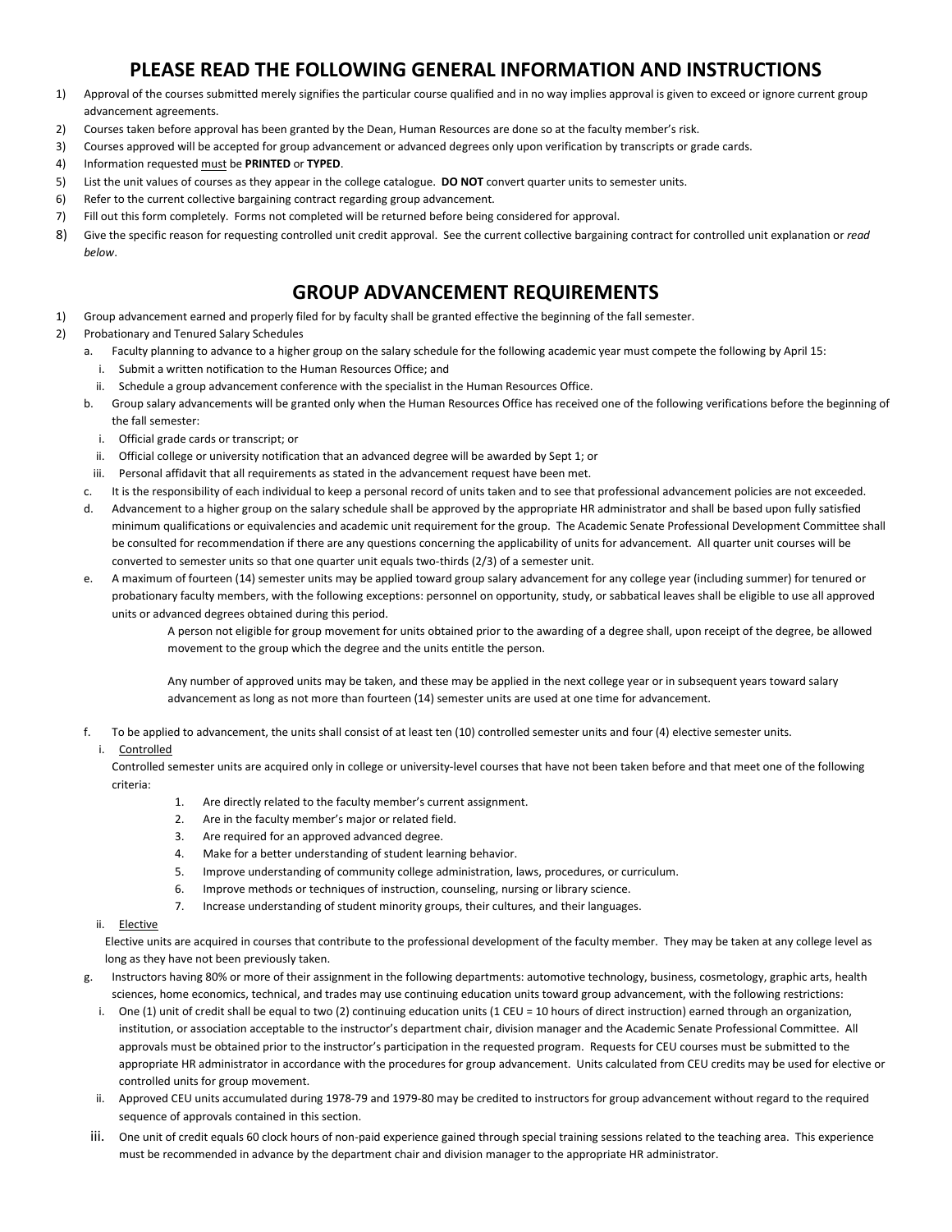# PLEASE READ THE FOLLOWING GENERAL INFORMATION AND INSTRUCTIONS

1) Approval of the courses submitted merely signifies the particular course qualified and in no way implies approval is given to exceed or ignore current group advancement agreements.
2) Courses taken before approval has been granted by the Dean, Human Resources are done so at the faculty member's risk.
3) Courses approved will be accepted for group advancement or advanced degrees only upon verification by transcripts or grade cards.
4) Information requested must be **PRINTED** or **TYPED**.
5) List the unit values of courses as they appear in the college catalogue. **DO NOT** convert quarter units to semester units.
6) Refer to the current collective bargaining contract regarding group advancement.
7) Fill out this form completely. Forms not completed will be returned before being considered for approval.
8) Give the specific reason for requesting controlled unit credit approval. See the current collective bargaining contract for controlled unit explanation or *read below*.

# GROUP ADVANCEMENT REQUIREMENTS

1) Group advancement earned and properly filed for by faculty shall be granted effective the beginning of the fall semester.
2) Probationary and Tenured Salary Schedules
   a. Faculty planning to advance to a higher group on the salary schedule for the following academic year must compete the following by April 15:
      i. Submit a written notification to the Human Resources Office; and
      ii. Schedule a group advancement conference with the specialist in the Human Resources Office.
   b. Group salary advancements will be granted only when the Human Resources Office has received one of the following verifications before the beginning of the fall semester:
      i. Official grade cards or transcript; or
      ii. Official college or university notification that an advanced degree will be awarded by Sept 1; or
      iii. Personal affidavit that all requirements as stated in the advancement request have been met.
   c. It is the responsibility of each individual to keep a personal record of units taken and to see that professional advancement policies are not exceeded.
   d. Advancement to a higher group on the salary schedule shall be approved by the appropriate HR administrator and shall be based upon fully satisfied minimum qualifications or equivalencies and academic unit requirement for the group. The Academic Senate Professional Development Committee shall be consulted for recommendation if there are any questions concerning the applicability of units for advancement. All quarter unit courses will be converted to semester units so that one quarter unit equals two-thirds (2/3) of a semester unit.
   e. A maximum of fourteen (14) semester units may be applied toward group salary advancement for any college year (including summer) for tenured or probationary faculty members, with the following exceptions: personnel on opportunity, study, or sabbatical leaves shall be eligible to use all approved units or advanced degrees obtained during this period.

      A person not eligible for group movement for units obtained prior to the awarding of a degree shall, upon receipt of the degree, be allowed movement to the group which the degree and the units entitle the person.

      Any number of approved units may be taken, and these may be applied in the next college year or in subsequent years toward salary advancement as long as not more than fourteen (14) semester units are used at one time for advancement.

   f. To be applied to advancement, the units shall consist of at least ten (10) controlled semester units and four (4) elective semester units.
      i. Controlled

         Controlled semester units are acquired only in college or university-level courses that have not been taken before and that meet one of the following criteria:

         1. Are directly related to the faculty member's current assignment.
         2. Are in the faculty member's major or related field.
         3. Are required for an approved advanced degree.
         4. Make for a better understanding of student learning behavior.
         5. Improve understanding of community college administration, laws, procedures, or curriculum.
         6. Improve methods or techniques of instruction, counseling, nursing or library science.
         7. Increase understanding of student minority groups, their cultures, and their languages.

      ii. Elective

         Elective units are acquired in courses that contribute to the professional development of the faculty member. They may be taken at any college level as long as they have not been previously taken.

   g. Instructors having 80% or more of their assignment in the following departments: automotive technology, business, cosmetology, graphic arts, health sciences, home economics, technical, and trades may use continuing education units toward group advancement, with the following restrictions:
      i. One (1) unit of credit shall be equal to two (2) continuing education units (1 CEU = 10 hours of direct instruction) earned through an organization, institution, or association acceptable to the instructor's department chair, division manager and the Academic Senate Professional Committee. All approvals must be obtained prior to the instructor's participation in the requested program. Requests for CEU courses must be submitted to the appropriate HR administrator in accordance with the procedures for group advancement. Units calculated from CEU credits may be used for elective or controlled units for group movement.
      ii. Approved CEU units accumulated during 1978-79 and 1979-80 may be credited to instructors for group advancement without regard to the required sequence of approvals contained in this section.
      iii. One unit of credit equals 60 clock hours of non-paid experience gained through special training sessions related to the teaching area. This experience must be recommended in advance by the department chair and division manager to the appropriate HR administrator.